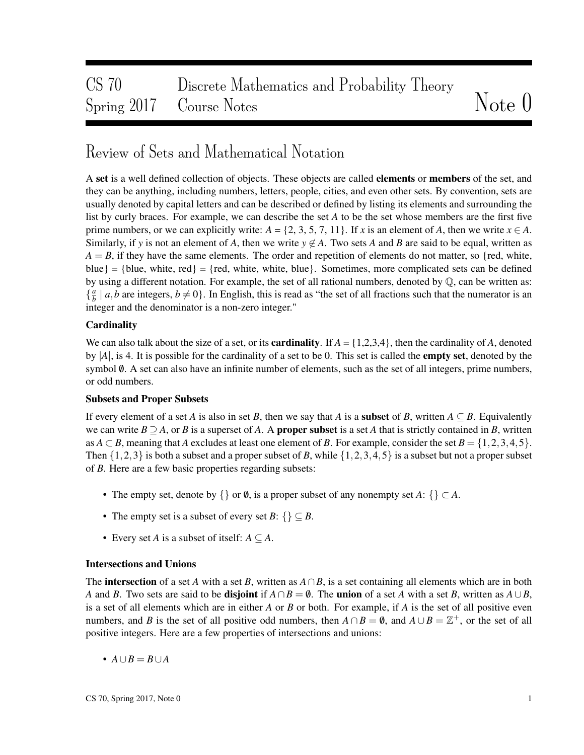# CS 70 Discrete Mathematics and Probability Theory
# Spring 2017 Course Notes — Note 0

## Review of Sets and Mathematical Notation

A **set** is a well defined collection of objects. These objects are called **elements** or **members** of the set, and they can be anything, including numbers, letters, people, cities, and even other sets. By convention, sets are usually denoted by capital letters and can be described or defined by listing its elements and surrounding the list by curly braces. For example, we can describe the set $A$ to be the set whose members are the first five prime numbers, or we can explicitly write: $A = \{2, 3, 5, 7, 11\}$. If $x$ is an element of $A$, then we write $x \in A$. Similarly, if $y$ is not an element of $A$, then we write $y \notin A$. Two sets $A$ and $B$ are said to be equal, written as $A = B$, if they have the same elements. The order and repetition of elements do not matter, so {red, white, blue} = {blue, white, red} = {red, white, white, blue}. Sometimes, more complicated sets can be defined by using a different notation. For example, the set of all rational numbers, denoted by $\mathbb{Q}$, can be written as: $\{\frac{a}{b} \mid a, b \text{ are integers}, b \neq 0\}$. In English, this is read as "the set of all fractions such that the numerator is an integer and the denominator is a non-zero integer."

### Cardinality

We can also talk about the size of a set, or its **cardinality**. If $A = \{1,2,3,4\}$, then the cardinality of $A$, denoted by $|A|$, is 4. It is possible for the cardinality of a set to be 0. This set is called the **empty set**, denoted by the symbol $\emptyset$. A set can also have an infinite number of elements, such as the set of all integers, prime numbers, or odd numbers.

### Subsets and Proper Subsets

If every element of a set $A$ is also in set $B$, then we say that $A$ is a **subset** of $B$, written $A \subseteq B$. Equivalently we can write $B \supseteq A$, or $B$ is a superset of $A$. A **proper subset** is a set $A$ that is strictly contained in $B$, written as $A \subset B$, meaning that $A$ excludes at least one element of $B$. For example, consider the set $B = \{1, 2, 3, 4, 5\}$. Then $\{1, 2, 3\}$ is both a subset and a proper subset of $B$, while $\{1, 2, 3, 4, 5\}$ is a subset but not a proper subset of $B$. Here are a few basic properties regarding subsets:

- The empty set, denote by $\{\}$ or $\emptyset$, is a proper subset of any nonempty set $A$: $\{\} \subset A$.
- The empty set is a subset of every set $B$: $\{\} \subseteq B$.
- Every set $A$ is a subset of itself: $A \subseteq A$.

### Intersections and Unions

The **intersection** of a set $A$ with a set $B$, written as $A \cap B$, is a set containing all elements which are in both $A$ and $B$. Two sets are said to be **disjoint** if $A \cap B = \emptyset$. The **union** of a set $A$ with a set $B$, written as $A \cup B$, is a set of all elements which are in either $A$ or $B$ or both. For example, if $A$ is the set of all positive even numbers, and $B$ is the set of all positive odd numbers, then $A \cap B = \emptyset$, and $A \cup B = \mathbb{Z}^+$, or the set of all positive integers. Here are a few properties of intersections and unions:

- $A \cup B = B \cup A$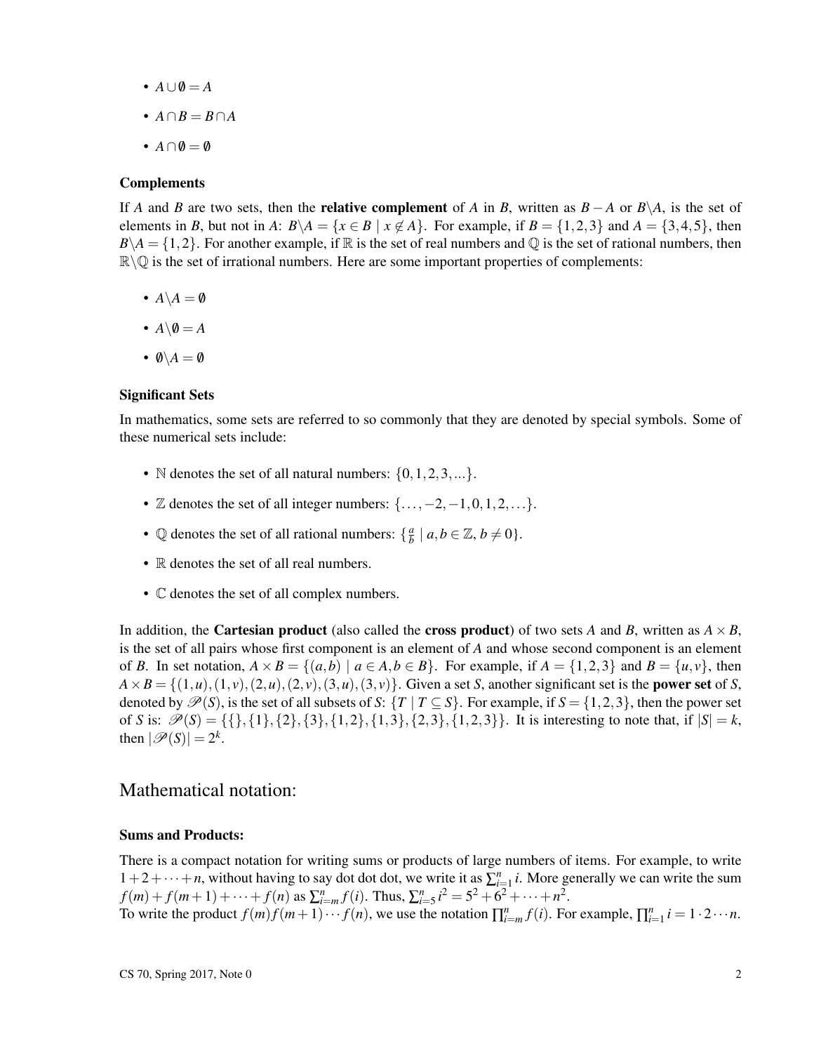- $A \cup \emptyset = A$
- $A \cap B = B \cap A$
- $A \cap \emptyset = \emptyset$

### Complements

If $A$ and $B$ are two sets, then the **relative complement** of $A$ in $B$, written as $B - A$ or $B \backslash A$, is the set of elements in $B$, but not in $A$: $B \backslash A = \{x \in B \mid x \notin A\}$. For example, if $B = \{1,2,3\}$ and $A = \{3,4,5\}$, then $B \backslash A = \{1,2\}$. For another example, if $\mathbb{R}$ is the set of real numbers and $\mathbb{Q}$ is the set of rational numbers, then $\mathbb{R} \backslash \mathbb{Q}$ is the set of irrational numbers. Here are some important properties of complements:

- $A \backslash A = \emptyset$
- $A \backslash \emptyset = A$
- $\emptyset \backslash A = \emptyset$

### Significant Sets

In mathematics, some sets are referred to so commonly that they are denoted by special symbols. Some of these numerical sets include:

- $\mathbb{N}$ denotes the set of all natural numbers: $\{0,1,2,3,...\}$.
- $\mathbb{Z}$ denotes the set of all integer numbers: $\{\ldots,-2,-1,0,1,2,\ldots\}$.
- $\mathbb{Q}$ denotes the set of all rational numbers: $\{\frac{a}{b} \mid a,b \in \mathbb{Z}, b \neq 0\}$.
- $\mathbb{R}$ denotes the set of all real numbers.
- $\mathbb{C}$ denotes the set of all complex numbers.

In addition, the **Cartesian product** (also called the **cross product**) of two sets $A$ and $B$, written as $A \times B$, is the set of all pairs whose first component is an element of $A$ and whose second component is an element of $B$. In set notation, $A \times B = \{(a,b) \mid a \in A, b \in B\}$. For example, if $A = \{1,2,3\}$ and $B = \{u,v\}$, then $A \times B = \{(1,u),(1,v),(2,u),(2,v),(3,u),(3,v)\}$. Given a set $S$, another significant set is the **power set** of $S$, denoted by $\mathscr{P}(S)$, is the set of all subsets of $S$: $\{T \mid T \subseteq S\}$. For example, if $S = \{1,2,3\}$, then the power set of $S$ is: $\mathscr{P}(S) = \{\{\},\{1\},\{2\},\{3\},\{1,2\},\{1,3\},\{2,3\},\{1,2,3\}\}$. It is interesting to note that, if $|S| = k$, then $|\mathscr{P}(S)| = 2^k$.

## Mathematical notation:

### Sums and Products:

There is a compact notation for writing sums or products of large numbers of items. For example, to write $1+2+\cdots+n$, without having to say dot dot dot, we write it as $\sum_{i=1}^{n} i$. More generally we can write the sum $f(m)+f(m+1)+\cdots+f(n)$ as $\sum_{i=m}^{n} f(i)$. Thus, $\sum_{i=5}^{n} i^2 = 5^2+6^2+\cdots+n^2$.
To write the product $f(m)f(m+1)\cdots f(n)$, we use the notation $\prod_{i=m}^{n} f(i)$. For example, $\prod_{i=1}^{n} i = 1 \cdot 2 \cdots n$.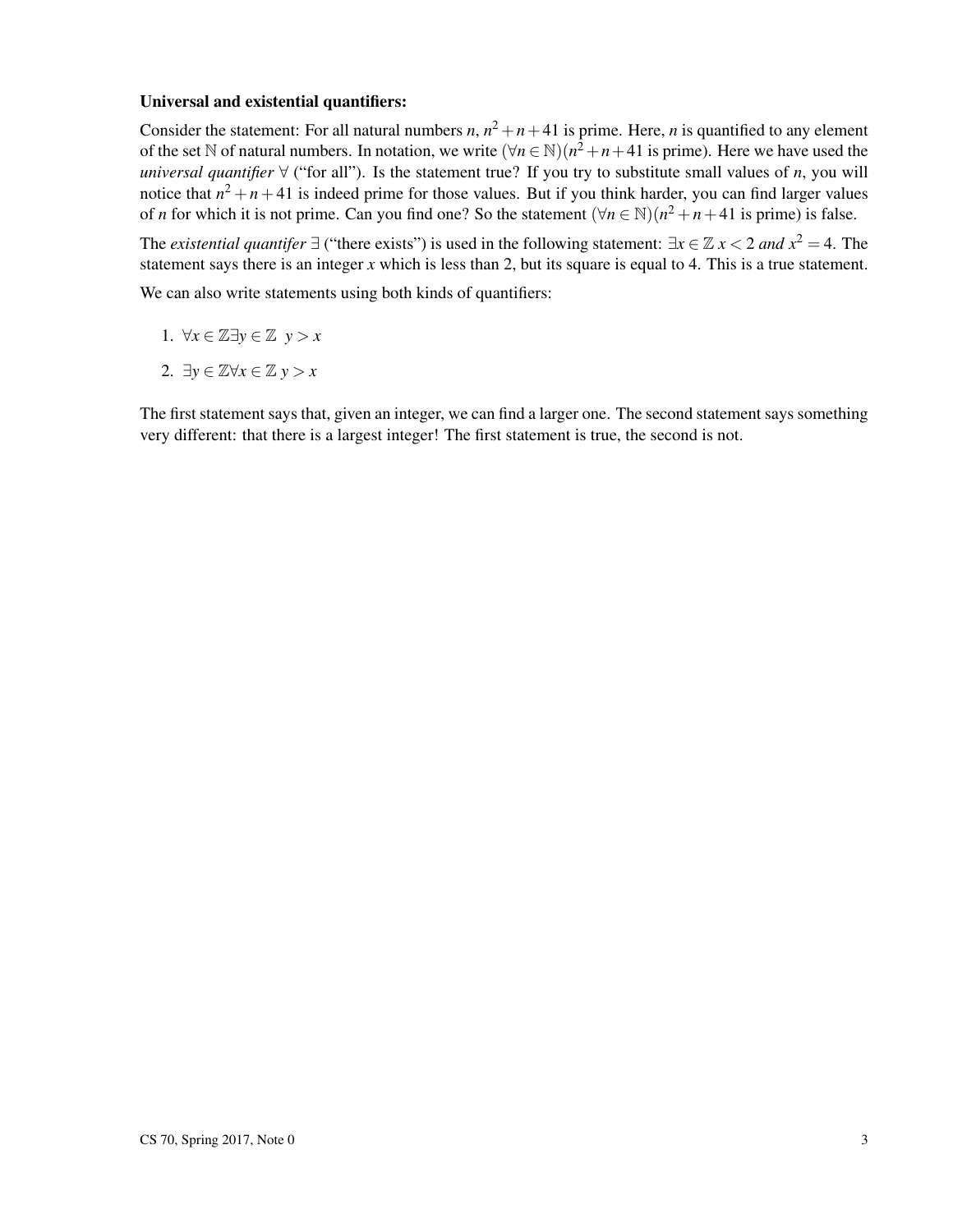**Universal and existential quantifiers:**

Consider the statement: For all natural numbers $n$, $n^2+n+41$ is prime. Here, $n$ is quantified to any element of the set $\mathbb{N}$ of natural numbers. In notation, we write $(\forall n \in \mathbb{N})(n^2+n+41 \text{ is prime})$. Here we have used the *universal quantifier* $\forall$ ("for all"). Is the statement true? If you try to substitute small values of $n$, you will notice that $n^2+n+41$ is indeed prime for those values. But if you think harder, you can find larger values of $n$ for which it is not prime. Can you find one? So the statement $(\forall n \in \mathbb{N})(n^2+n+41 \text{ is prime})$ is false.

The *existential quantifer* $\exists$ ("there exists") is used in the following statement: $\exists x \in \mathbb{Z}\; x < 2$ *and* $x^2 = 4$. The statement says there is an integer $x$ which is less than 2, but its square is equal to 4. This is a true statement.

We can also write statements using both kinds of quantifiers:

1. $\forall x \in \mathbb{Z} \exists y \in \mathbb{Z}\;\; y > x$
2. $\exists y \in \mathbb{Z} \forall x \in \mathbb{Z}\; y > x$

The first statement says that, given an integer, we can find a larger one. The second statement says something very different: that there is a largest integer! The first statement is true, the second is not.